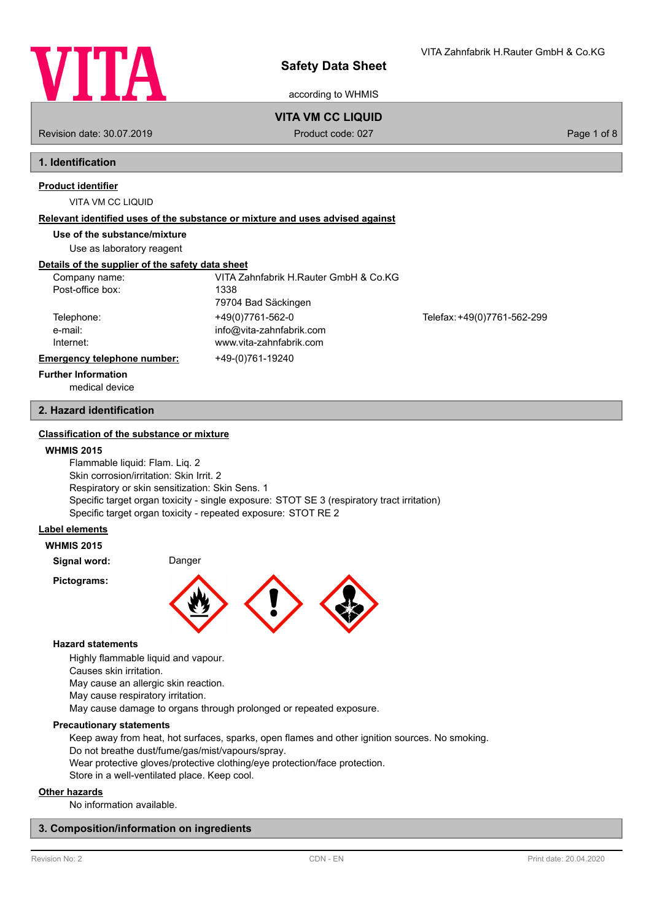# Safety Data Sheet

according to WHMIS

VITA Zahnfabrik H.Rauter GmbH & Co.KG

## VITA VM CC LIQUID

Revision date: 30.07.2019 | Product code: 027

## 1. Identification

### Product identifier

VITA VM CC LIQUID

### Relevant identified uses of the substance or mixture and uses advised against

**Use of the substance/mixture**

Use as laboratory reagent

### Details of the supplier of the safety data sheet

| | | |
|---|---|---|
| Company name: | VITA Zahnfabrik H.Rauter GmbH & Co.KG | |
| Post-office box: | 1338 | |
| | 79704 Bad Säckingen | |
| Telephone: | +49(0)7761-562-0 | Telefax: +49(0)7761-562-299 |
| e-mail: | info@vita-zahnfabrik.com | |
| Internet: | www.vita-zahnfabrik.com | |

**Emergency telephone number:** +49-(0)761-19240

**Further Information**

medical device

## 2. Hazard identification

### Classification of the substance or mixture

**WHMIS 2015**

Flammable liquid: Flam. Liq. 2
Skin corrosion/irritation: Skin Irrit. 2
Respiratory or skin sensitization: Skin Sens. 1
Specific target organ toxicity - single exposure: STOT SE 3 (respiratory tract irritation)
Specific target organ toxicity - repeated exposure: STOT RE 2

### Label elements

**WHMIS 2015**

**Signal word:** Danger

**Pictograms:**

**Hazard statements**

Highly flammable liquid and vapour.
Causes skin irritation.
May cause an allergic skin reaction.
May cause respiratory irritation.
May cause damage to organs through prolonged or repeated exposure.

**Precautionary statements**

Keep away from heat, hot surfaces, sparks, open flames and other ignition sources. No smoking.
Do not breathe dust/fume/gas/mist/vapours/spray.
Wear protective gloves/protective clothing/eye protection/face protection.
Store in a well-ventilated place. Keep cool.

### Other hazards

No information available.

## 3. Composition/information on ingredients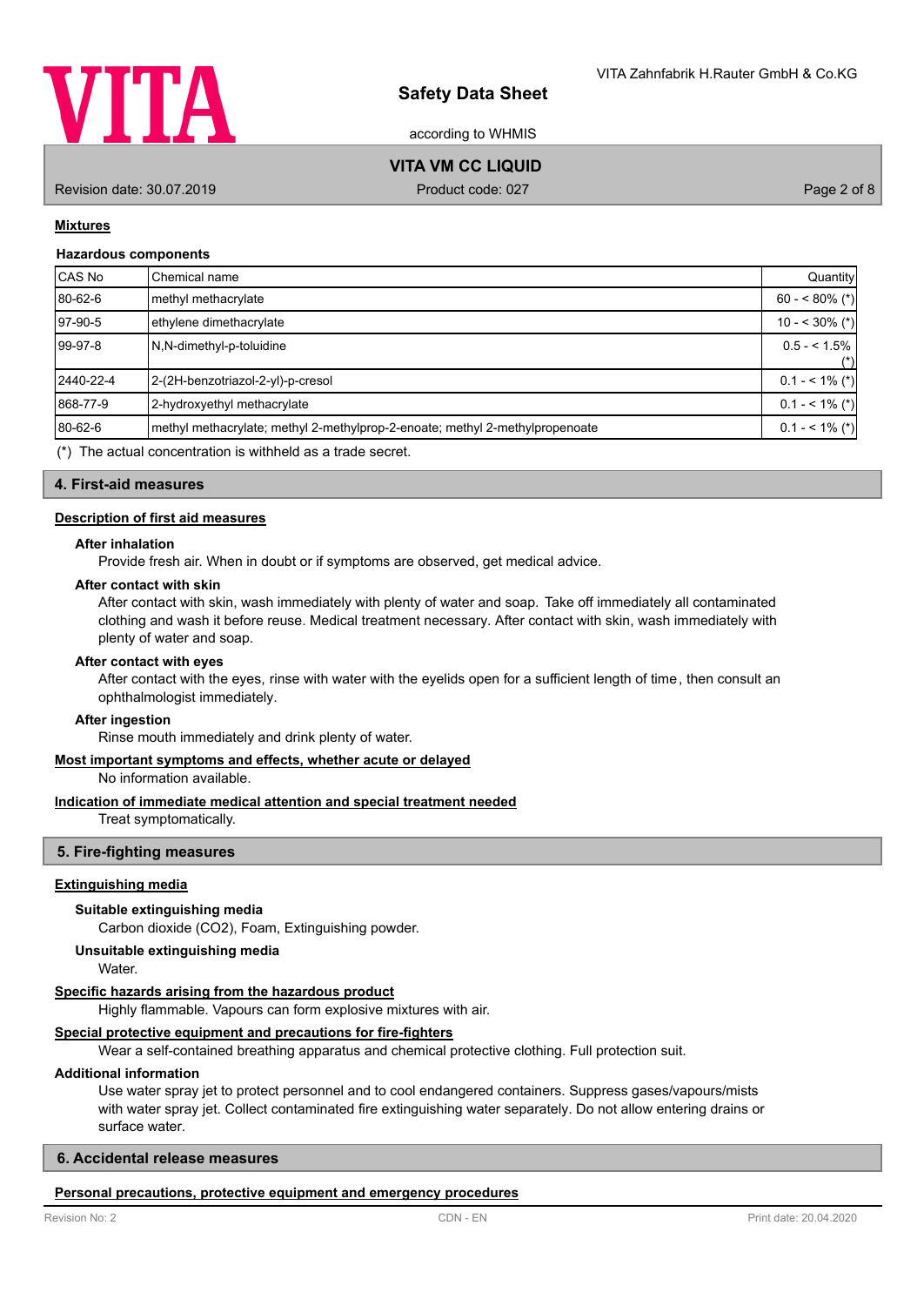### Mixtures

#### Hazardous components

| CAS No | Chemical name | Quantity |
|---|---|---|
| 80-62-6 | methyl methacrylate | 60 - < 80% (*) |
| 97-90-5 | ethylene dimethacrylate | 10 - < 30% (*) |
| 99-97-8 | N,N-dimethyl-p-toluidine | 0.5 - < 1.5% (*) |
| 2440-22-4 | 2-(2H-benzotriazol-2-yl)-p-cresol | 0.1 - < 1% (*) |
| 868-77-9 | 2-hydroxyethyl methacrylate | 0.1 - < 1% (*) |
| 80-62-6 | methyl methacrylate; methyl 2-methylprop-2-enoate; methyl 2-methylpropenoate | 0.1 - < 1% (*) |

(*) The actual concentration is withheld as a trade secret.

## 4. First-aid measures

### Description of first aid measures

**After inhalation**

Provide fresh air. When in doubt or if symptoms are observed, get medical advice.

**After contact with skin**

After contact with skin, wash immediately with plenty of water and soap. Take off immediately all contaminated clothing and wash it before reuse. Medical treatment necessary. After contact with skin, wash immediately with plenty of water and soap.

**After contact with eyes**

After contact with the eyes, rinse with water with the eyelids open for a sufficient length of time, then consult an ophthalmologist immediately.

**After ingestion**

Rinse mouth immediately and drink plenty of water.

### Most important symptoms and effects, whether acute or delayed

No information available.

### Indication of immediate medical attention and special treatment needed

Treat symptomatically.

## 5. Fire-fighting measures

### Extinguishing media

**Suitable extinguishing media**

Carbon dioxide ($CO_2$), Foam, Extinguishing powder.

**Unsuitable extinguishing media**

Water.

### Specific hazards arising from the hazardous product

Highly flammable. Vapours can form explosive mixtures with air.

### Special protective equipment and precautions for fire-fighters

Wear a self-contained breathing apparatus and chemical protective clothing. Full protection suit.

**Additional information**

Use water spray jet to protect personnel and to cool endangered containers. Suppress gases/vapours/mists with water spray jet. Collect contaminated fire extinguishing water separately. Do not allow entering drains or surface water.

## 6. Accidental release measures

### Personal precautions, protective equipment and emergency procedures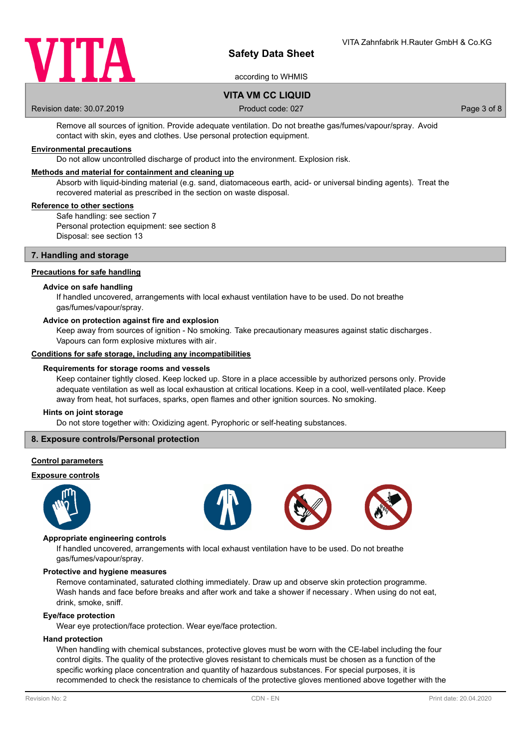Remove all sources of ignition. Provide adequate ventilation. Do not breathe gas/fumes/vapour/spray. Avoid contact with skin, eyes and clothes. Use personal protection equipment.

**Environmental precautions**

Do not allow uncontrolled discharge of product into the environment. Explosion risk.

**Methods and material for containment and cleaning up**

Absorb with liquid-binding material (e.g. sand, diatomaceous earth, acid- or universal binding agents). Treat the recovered material as prescribed in the section on waste disposal.

**Reference to other sections**

Safe handling: see section 7
Personal protection equipment: see section 8
Disposal: see section 13

## 7. Handling and storage

**Precautions for safe handling**

### Advice on safe handling

If handled uncovered, arrangements with local exhaust ventilation have to be used. Do not breathe gas/fumes/vapour/spray.

### Advice on protection against fire and explosion

Keep away from sources of ignition - No smoking. Take precautionary measures against static discharges. Vapours can form explosive mixtures with air.

**Conditions for safe storage, including any incompatibilities**

### Requirements for storage rooms and vessels

Keep container tightly closed. Keep locked up. Store in a place accessible by authorized persons only. Provide adequate ventilation as well as local exhaustion at critical locations. Keep in a cool, well-ventilated place. Keep away from heat, hot surfaces, sparks, open flames and other ignition sources. No smoking.

### Hints on joint storage

Do not store together with: Oxidizing agent. Pyrophoric or self-heating substances.

## 8. Exposure controls/Personal protection

**Control parameters**

**Exposure controls**

### Appropriate engineering controls

If handled uncovered, arrangements with local exhaust ventilation have to be used. Do not breathe gas/fumes/vapour/spray.

### Protective and hygiene measures

Remove contaminated, saturated clothing immediately. Draw up and observe skin protection programme. Wash hands and face before breaks and after work and take a shower if necessary. When using do not eat, drink, smoke, sniff.

### Eye/face protection

Wear eye protection/face protection. Wear eye/face protection.

### Hand protection

When handling with chemical substances, protective gloves must be worn with the CE-label including the four control digits. The quality of the protective gloves resistant to chemicals must be chosen as a function of the specific working place concentration and quantity of hazardous substances. For special purposes, it is recommended to check the resistance to chemicals of the protective gloves mentioned above together with the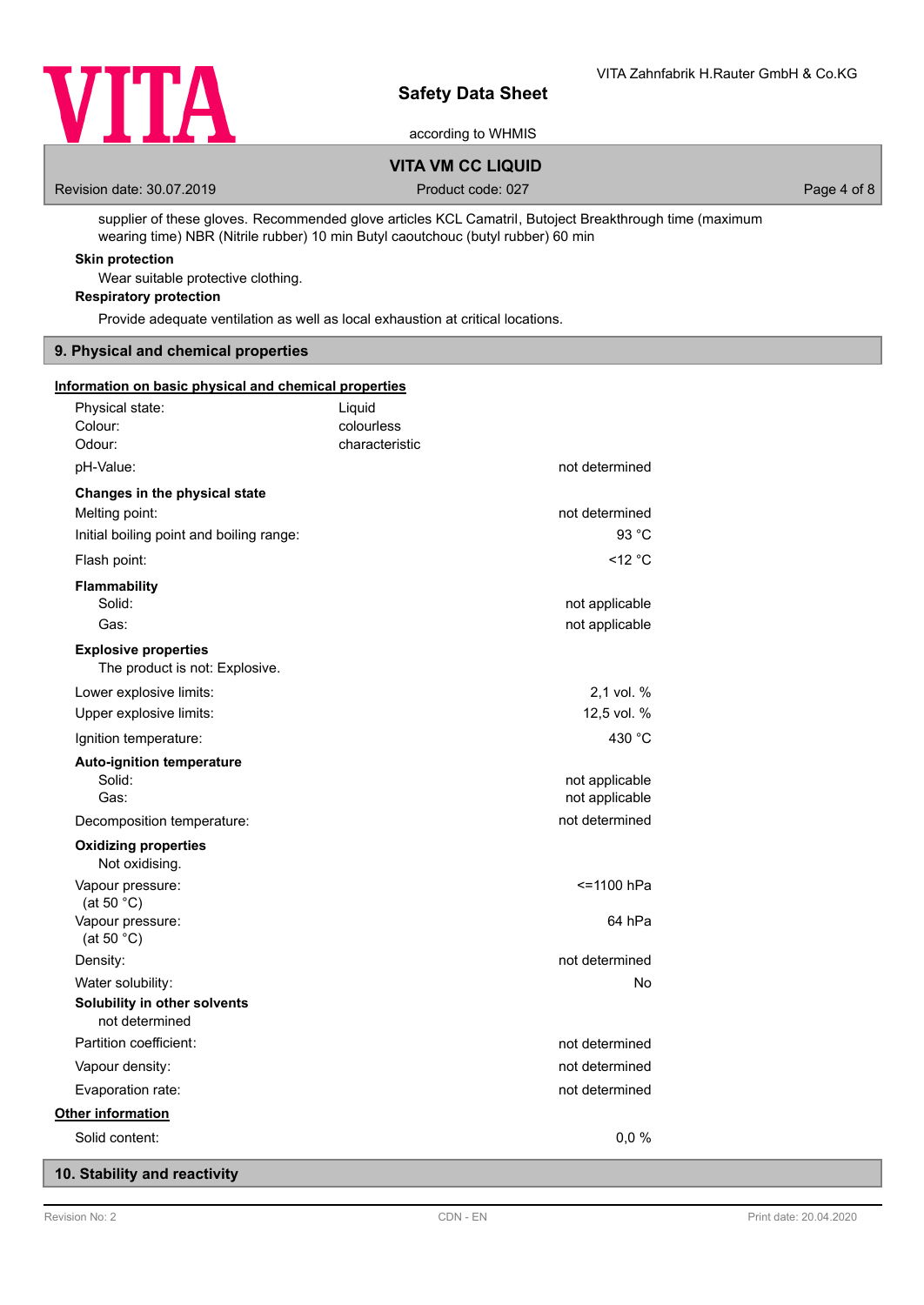supplier of these gloves. Recommended glove articles KCL Camatril, Butoject Breakthrough time (maximum wearing time) NBR (Nitrile rubber) 10 min Butyl caoutchouc (butyl rubber) 60 min

**Skin protection**

Wear suitable protective clothing.

**Respiratory protection**

Provide adequate ventilation as well as local exhaustion at critical locations.

## 9. Physical and chemical properties

**Information on basic physical and chemical properties**

| | | |
|---|---|---|
| Physical state: | Liquid | |
| Colour: | colourless | |
| Odour: | characteristic | |
| pH-Value: | | not determined |
| **Changes in the physical state** | | |
| Melting point: | | not determined |
| Initial boiling point and boiling range: | | 93 °C |
| Flash point: | | <12 °C |
| **Flammability** | | |
| Solid: | | not applicable |
| Gas: | | not applicable |

**Explosive properties**

The product is not: Explosive.

| | |
|---|---|
| Lower explosive limits: | 2,1 vol. % |
| Upper explosive limits: | 12,5 vol. % |
| Ignition temperature: | 430 °C |
| **Auto-ignition temperature** | |
| Solid: | not applicable |
| Gas: | not applicable |
| Decomposition temperature: | not determined |

**Oxidizing properties**

Not oxidising.

| | |
|---|---|
| Vapour pressure: (at 50 °C) | <=1100 hPa |
| Vapour pressure: (at 50 °C) | 64 hPa |
| Density: | not determined |
| Water solubility: | No |

**Solubility in other solvents**

not determined

| | |
|---|---|
| Partition coefficient: | not determined |
| Vapour density: | not determined |
| Evaporation rate: | not determined |

**Other information**

| | |
|---|---|
| Solid content: | 0,0 % |

## 10. Stability and reactivity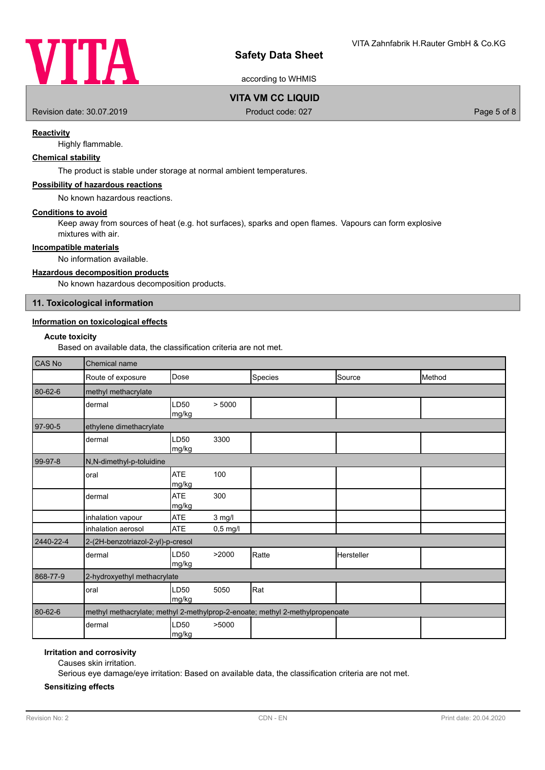**Reactivity**

Highly flammable.

**Chemical stability**

The product is stable under storage at normal ambient temperatures.

**Possibility of hazardous reactions**

No known hazardous reactions.

**Conditions to avoid**

Keep away from sources of heat (e.g. hot surfaces), sparks and open flames. Vapours can form explosive mixtures with air.

**Incompatible materials**

No information available.

**Hazardous decomposition products**

No known hazardous decomposition products.

## 11. Toxicological information

**Information on toxicological effects**

**Acute toxicity**

Based on available data, the classification criteria are not met.

| CAS No | Chemical name | | | | |
|---|---|---|---|---|---|
| | Route of exposure | Dose | Species | Source | Method |
| 80-62-6 | methyl methacrylate | | | | |
| | dermal | LD50 > 5000 mg/kg | | | |
| 97-90-5 | ethylene dimethacrylate | | | | |
| | dermal | LD50 3300 mg/kg | | | |
| 99-97-8 | N,N-dimethyl-p-toluidine | | | | |
| | oral | ATE 100 mg/kg | | | |
| | dermal | ATE 300 mg/kg | | | |
| | inhalation vapour | ATE 3 mg/l | | | |
| | inhalation aerosol | ATE 0,5 mg/l | | | |
| 2440-22-4 | 2-(2H-benzotriazol-2-yl)-p-cresol | | | | |
| | dermal | LD50 >2000 mg/kg | Ratte | Hersteller | |
| 868-77-9 | 2-hydroxyethyl methacrylate | | | | |
| | oral | LD50 5050 mg/kg | Rat | | |
| 80-62-6 | methyl methacrylate; methyl 2-methylprop-2-enoate; methyl 2-methylpropenoate | | | | |
| | dermal | LD50 >5000 mg/kg | | | |

**Irritation and corrosivity**

Causes skin irritation.

Serious eye damage/eye irritation: Based on available data, the classification criteria are not met.

**Sensitizing effects**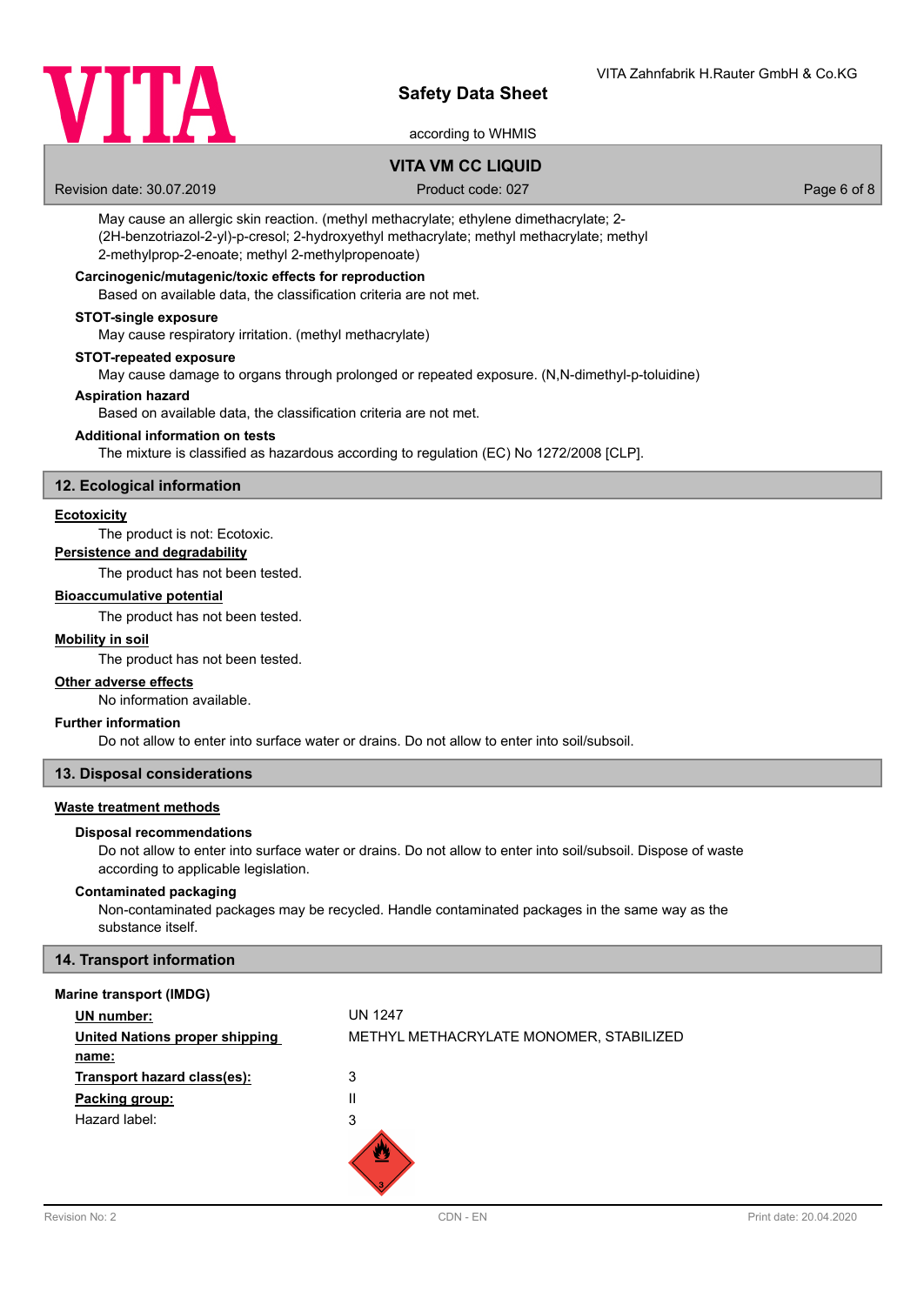May cause an allergic skin reaction. (methyl methacrylate; ethylene dimethacrylate; 2-(2H-benzotriazol-2-yl)-p-cresol; 2-hydroxyethyl methacrylate; methyl methacrylate; methyl 2-methylprop-2-enoate; methyl 2-methylpropenoate)

**Carcinogenic/mutagenic/toxic effects for reproduction**

Based on available data, the classification criteria are not met.

**STOT-single exposure**

May cause respiratory irritation. (methyl methacrylate)

**STOT-repeated exposure**

May cause damage to organs through prolonged or repeated exposure. (N,N-dimethyl-p-toluidine)

**Aspiration hazard**

Based on available data, the classification criteria are not met.

**Additional information on tests**

The mixture is classified as hazardous according to regulation (EC) No 1272/2008 [CLP].

## 12. Ecological information

**Ecotoxicity**

The product is not: Ecotoxic.

**Persistence and degradability**

The product has not been tested.

**Bioaccumulative potential**

The product has not been tested.

**Mobility in soil**

The product has not been tested.

**Other adverse effects**

No information available.

**Further information**

Do not allow to enter into surface water or drains. Do not allow to enter into soil/subsoil.

## 13. Disposal considerations

**Waste treatment methods**

**Disposal recommendations**

Do not allow to enter into surface water or drains. Do not allow to enter into soil/subsoil. Dispose of waste according to applicable legislation.

**Contaminated packaging**

Non-contaminated packages may be recycled. Handle contaminated packages in the same way as the substance itself.

## 14. Transport information

**Marine transport (IMDG)**

| | |
|---|---|
| **UN number:** | UN 1247 |
| **United Nations proper shipping name:** | METHYL METHACRYLATE MONOMER, STABILIZED |
| **Transport hazard class(es):** | 3 |
| **Packing group:** | II |
| Hazard label: | 3 |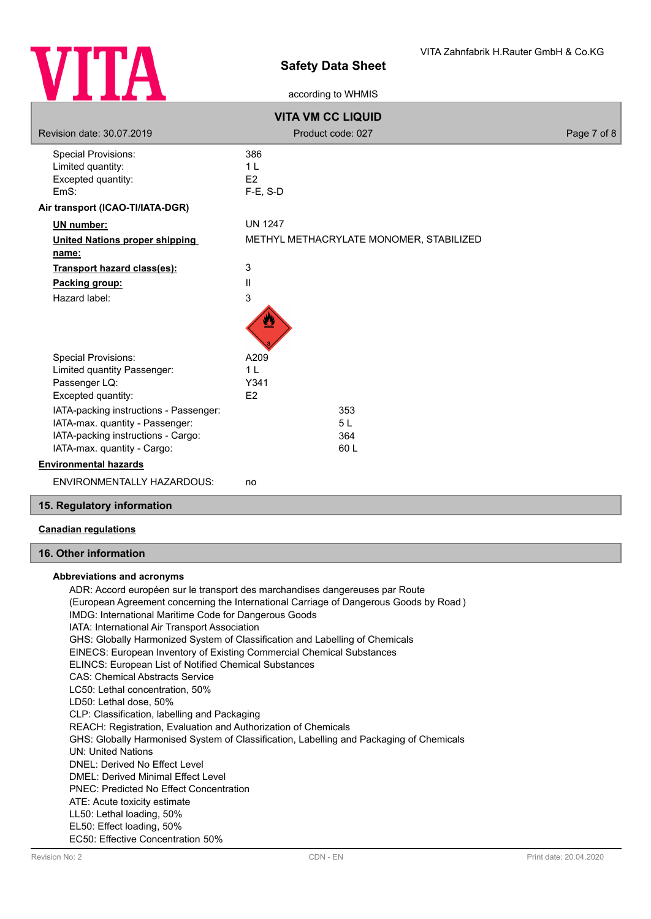| | |
|---|---|
| Special Provisions: | 386 |
| Limited quantity: | 1 L |
| Excepted quantity: | E2 |
| EmS: | F-E, S-D |

**Air transport (ICAO-TI/IATA-DGR)**

| | |
|---|---|
| **UN number:** | UN 1247 |
| **United Nations proper shipping name:** | METHYL METHACRYLATE MONOMER, STABILIZED |
| **Transport hazard class(es):** | 3 |
| **Packing group:** | II |
| Hazard label: | 3 |

| | |
|---|---|
| Special Provisions: | A209 |
| Limited quantity Passenger: | 1 L |
| Passenger LQ: | Y341 |
| Excepted quantity: | E2 |
| IATA-packing instructions - Passenger: | 353 |
| IATA-max. quantity - Passenger: | 5 L |
| IATA-packing instructions - Cargo: | 364 |
| IATA-max. quantity - Cargo: | 60 L |

**Environmental hazards**

| | |
|---|---|
| ENVIRONMENTALLY HAZARDOUS: | no |

## 15. Regulatory information

**Canadian regulations**

## 16. Other information

**Abbreviations and acronyms**

ADR: Accord européen sur le transport des marchandises dangereuses par Route
(European Agreement concerning the International Carriage of Dangerous Goods by Road )
IMDG: International Maritime Code for Dangerous Goods
IATA: International Air Transport Association
GHS: Globally Harmonized System of Classification and Labelling of Chemicals
EINECS: European Inventory of Existing Commercial Chemical Substances
ELINCS: European List of Notified Chemical Substances
CAS: Chemical Abstracts Service
LC50: Lethal concentration, 50%
LD50: Lethal dose, 50%
CLP: Classification, labelling and Packaging
REACH: Registration, Evaluation and Authorization of Chemicals
GHS: Globally Harmonised System of Classification, Labelling and Packaging of Chemicals
UN: United Nations
DNEL: Derived No Effect Level
DMEL: Derived Minimal Effect Level
PNEC: Predicted No Effect Concentration
ATE: Acute toxicity estimate
LL50: Lethal loading, 50%
EL50: Effect loading, 50%
EC50: Effective Concentration 50%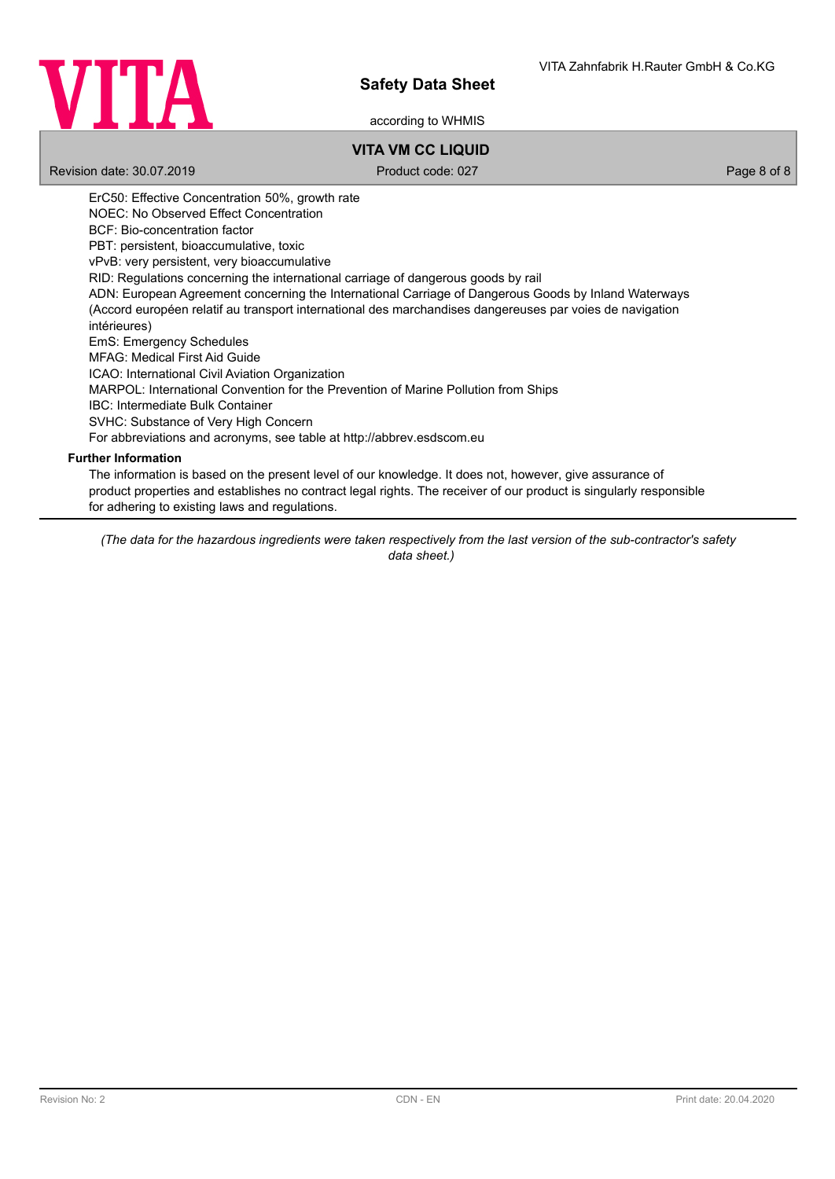ErC50: Effective Concentration 50%, growth rate
NOEC: No Observed Effect Concentration
BCF: Bio-concentration factor
PBT: persistent, bioaccumulative, toxic
vPvB: very persistent, very bioaccumulative
RID: Regulations concerning the international carriage of dangerous goods by rail
ADN: European Agreement concerning the International Carriage of Dangerous Goods by Inland Waterways (Accord européen relatif au transport international des marchandises dangereuses par voies de navigation intérieures)
EmS: Emergency Schedules
MFAG: Medical First Aid Guide
ICAO: International Civil Aviation Organization
MARPOL: International Convention for the Prevention of Marine Pollution from Ships
IBC: Intermediate Bulk Container
SVHC: Substance of Very High Concern
For abbreviations and acronyms, see table at http://abbrev.esdscom.eu

**Further Information**

The information is based on the present level of our knowledge. It does not, however, give assurance of product properties and establishes no contract legal rights. The receiver of our product is singularly responsible for adhering to existing laws and regulations.

---

*(The data for the hazardous ingredients were taken respectively from the last version of the sub-contractor's safety data sheet.)*